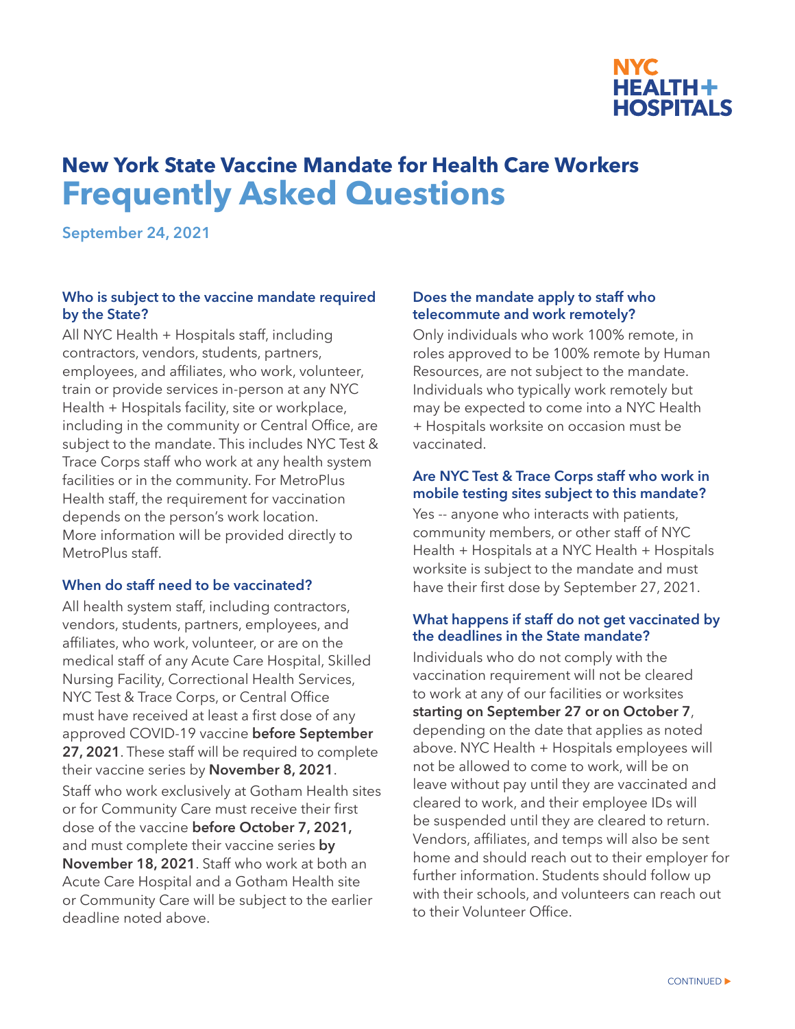NYC HEALTH + HOSPITALS

# New York State Vaccine Mandate for Health Care Workers
# Frequently Asked Questions

September 24, 2021

### Who is subject to the vaccine mandate required by the State?

All NYC Health + Hospitals staff, including contractors, vendors, students, partners, employees, and affiliates, who work, volunteer, train or provide services in-person at any NYC Health + Hospitals facility, site or workplace, including in the community or Central Office, are subject to the mandate. This includes NYC Test & Trace Corps staff who work at any health system facilities or in the community. For MetroPlus Health staff, the requirement for vaccination depends on the person's work location. More information will be provided directly to MetroPlus staff.

### When do staff need to be vaccinated?

All health system staff, including contractors, vendors, students, partners, employees, and affiliates, who work, volunteer, or are on the medical staff of any Acute Care Hospital, Skilled Nursing Facility, Correctional Health Services, NYC Test & Trace Corps, or Central Office must have received at least a first dose of any approved COVID-19 vaccine **before September 27, 2021**. These staff will be required to complete their vaccine series by **November 8, 2021**.

Staff who work exclusively at Gotham Health sites or for Community Care must receive their first dose of the vaccine **before October 7, 2021,** and must complete their vaccine series **by November 18, 2021**. Staff who work at both an Acute Care Hospital and a Gotham Health site or Community Care will be subject to the earlier deadline noted above.

### Does the mandate apply to staff who telecommute and work remotely?

Only individuals who work 100% remote, in roles approved to be 100% remote by Human Resources, are not subject to the mandate. Individuals who typically work remotely but may be expected to come into a NYC Health + Hospitals worksite on occasion must be vaccinated.

### Are NYC Test & Trace Corps staff who work in mobile testing sites subject to this mandate?

Yes -- anyone who interacts with patients, community members, or other staff of NYC Health + Hospitals at a NYC Health + Hospitals worksite is subject to the mandate and must have their first dose by September 27, 2021.

### What happens if staff do not get vaccinated by the deadlines in the State mandate?

Individuals who do not comply with the vaccination requirement will not be cleared to work at any of our facilities or worksites **starting on September 27 or on October 7**, depending on the date that applies as noted above. NYC Health + Hospitals employees will not be allowed to come to work, will be on leave without pay until they are vaccinated and cleared to work, and their employee IDs will be suspended until they are cleared to return. Vendors, affiliates, and temps will also be sent home and should reach out to their employer for further information. Students should follow up with their schools, and volunteers can reach out to their Volunteer Office.

CONTINUED ▶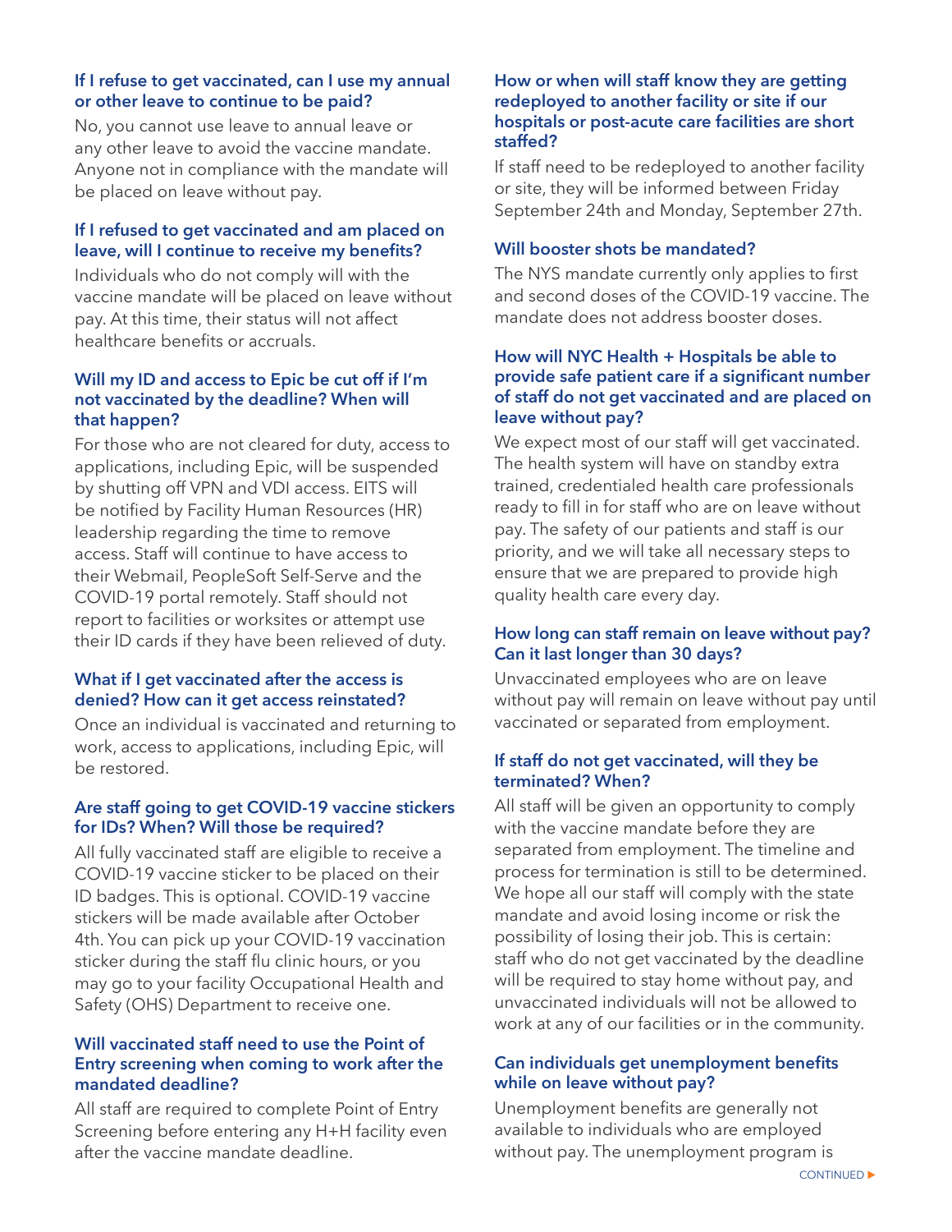### If I refuse to get vaccinated, can I use my annual or other leave to continue to be paid?

No, you cannot use leave to annual leave or any other leave to avoid the vaccine mandate. Anyone not in compliance with the mandate will be placed on leave without pay.

### If I refused to get vaccinated and am placed on leave, will I continue to receive my benefits?

Individuals who do not comply will with the vaccine mandate will be placed on leave without pay. At this time, their status will not affect healthcare benefits or accruals.

### Will my ID and access to Epic be cut off if I'm not vaccinated by the deadline? When will that happen?

For those who are not cleared for duty, access to applications, including Epic, will be suspended by shutting off VPN and VDI access. EITS will be notified by Facility Human Resources (HR) leadership regarding the time to remove access. Staff will continue to have access to their Webmail, PeopleSoft Self-Serve and the COVID-19 portal remotely. Staff should not report to facilities or worksites or attempt use their ID cards if they have been relieved of duty.

### What if I get vaccinated after the access is denied? How can it get access reinstated?

Once an individual is vaccinated and returning to work, access to applications, including Epic, will be restored.

### Are staff going to get COVID-19 vaccine stickers for IDs? When? Will those be required?

All fully vaccinated staff are eligible to receive a COVID-19 vaccine sticker to be placed on their ID badges. This is optional. COVID-19 vaccine stickers will be made available after October 4th. You can pick up your COVID-19 vaccination sticker during the staff flu clinic hours, or you may go to your facility Occupational Health and Safety (OHS) Department to receive one.

### Will vaccinated staff need to use the Point of Entry screening when coming to work after the mandated deadline?

All staff are required to complete Point of Entry Screening before entering any H+H facility even after the vaccine mandate deadline.

### How or when will staff know they are getting redeployed to another facility or site if our hospitals or post-acute care facilities are short staffed?

If staff need to be redeployed to another facility or site, they will be informed between Friday September 24th and Monday, September 27th.

### Will booster shots be mandated?

The NYS mandate currently only applies to first and second doses of the COVID-19 vaccine. The mandate does not address booster doses.

### How will NYC Health + Hospitals be able to provide safe patient care if a significant number of staff do not get vaccinated and are placed on leave without pay?

We expect most of our staff will get vaccinated. The health system will have on standby extra trained, credentialed health care professionals ready to fill in for staff who are on leave without pay. The safety of our patients and staff is our priority, and we will take all necessary steps to ensure that we are prepared to provide high quality health care every day.

### How long can staff remain on leave without pay? Can it last longer than 30 days?

Unvaccinated employees who are on leave without pay will remain on leave without pay until vaccinated or separated from employment.

### If staff do not get vaccinated, will they be terminated? When?

All staff will be given an opportunity to comply with the vaccine mandate before they are separated from employment. The timeline and process for termination is still to be determined. We hope all our staff will comply with the state mandate and avoid losing income or risk the possibility of losing their job. This is certain: staff who do not get vaccinated by the deadline will be required to stay home without pay, and unvaccinated individuals will not be allowed to work at any of our facilities or in the community.

### Can individuals get unemployment benefits while on leave without pay?

Unemployment benefits are generally not available to individuals who are employed without pay. The unemployment program is

CONTINUED ▶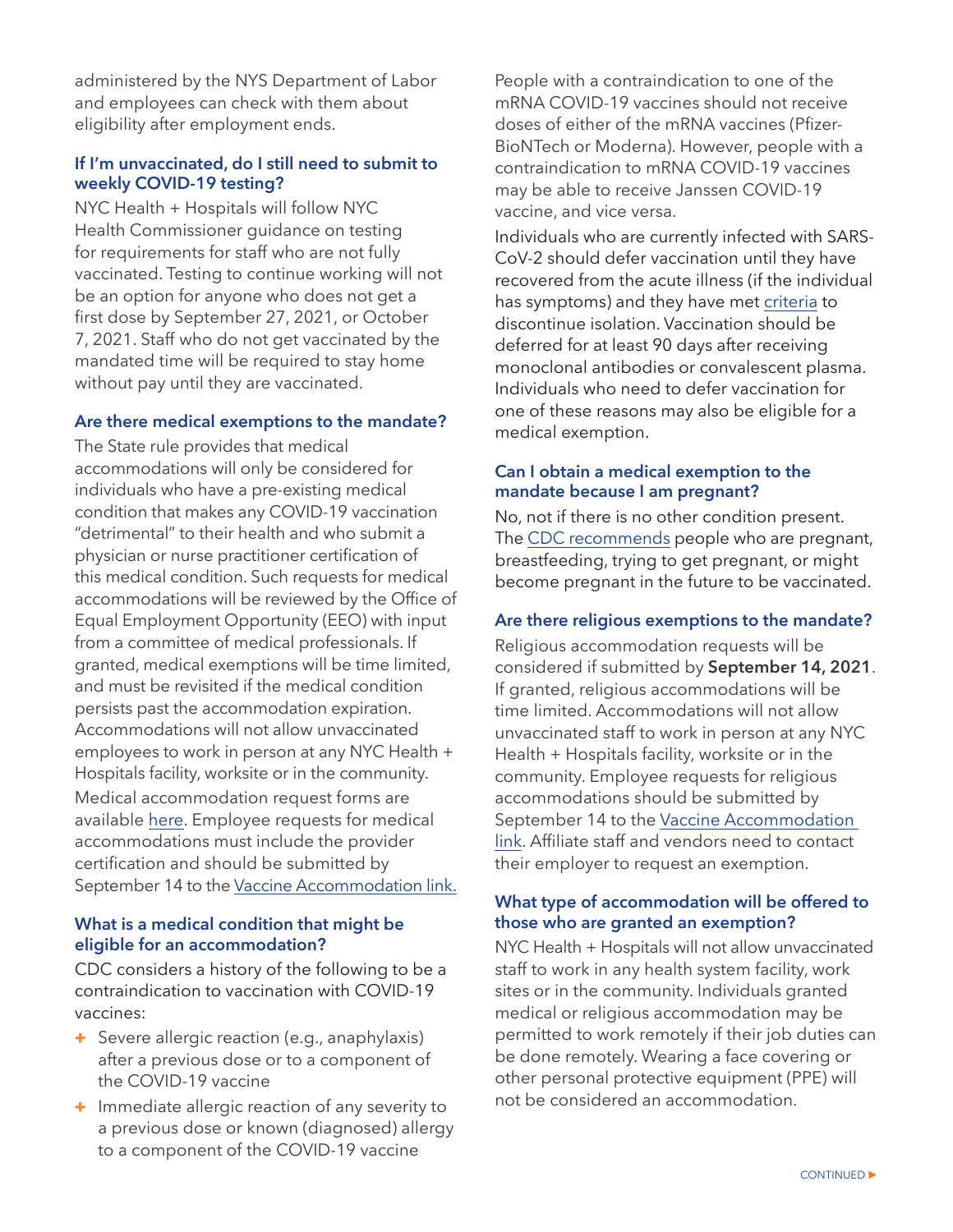administered by the NYS Department of Labor and employees can check with them about eligibility after employment ends.

### If I'm unvaccinated, do I still need to submit to weekly COVID-19 testing?

NYC Health + Hospitals will follow NYC Health Commissioner guidance on testing for requirements for staff who are not fully vaccinated. Testing to continue working will not be an option for anyone who does not get a first dose by September 27, 2021, or October 7, 2021. Staff who do not get vaccinated by the mandated time will be required to stay home without pay until they are vaccinated.

### Are there medical exemptions to the mandate?

The State rule provides that medical accommodations will only be considered for individuals who have a pre-existing medical condition that makes any COVID-19 vaccination "detrimental" to their health and who submit a physician or nurse practitioner certification of this medical condition. Such requests for medical accommodations will be reviewed by the Office of Equal Employment Opportunity (EEO) with input from a committee of medical professionals. If granted, medical exemptions will be time limited, and must be revisited if the medical condition persists past the accommodation expiration. Accommodations will not allow unvaccinated employees to work in person at any NYC Health + Hospitals facility, worksite or in the community. Medical accommodation request forms are available here. Employee requests for medical accommodations must include the provider certification and should be submitted by September 14 to the Vaccine Accommodation link.

### What is a medical condition that might be eligible for an accommodation?

CDC considers a history of the following to be a contraindication to vaccination with COVID-19 vaccines:

- Severe allergic reaction (e.g., anaphylaxis) after a previous dose or to a component of the COVID-19 vaccine
- Immediate allergic reaction of any severity to a previous dose or known (diagnosed) allergy to a component of the COVID-19 vaccine

People with a contraindication to one of the mRNA COVID-19 vaccines should not receive doses of either of the mRNA vaccines (Pfizer-BioNTech or Moderna). However, people with a contraindication to mRNA COVID-19 vaccines may be able to receive Janssen COVID-19 vaccine, and vice versa.

Individuals who are currently infected with SARS-CoV-2 should defer vaccination until they have recovered from the acute illness (if the individual has symptoms) and they have met criteria to discontinue isolation. Vaccination should be deferred for at least 90 days after receiving monoclonal antibodies or convalescent plasma. Individuals who need to defer vaccination for one of these reasons may also be eligible for a medical exemption.

### Can I obtain a medical exemption to the mandate because I am pregnant?

No, not if there is no other condition present. The CDC recommends people who are pregnant, breastfeeding, trying to get pregnant, or might become pregnant in the future to be vaccinated.

### Are there religious exemptions to the mandate?

Religious accommodation requests will be considered if submitted by **September 14, 2021**. If granted, religious accommodations will be time limited. Accommodations will not allow unvaccinated staff to work in person at any NYC Health + Hospitals facility, worksite or in the community. Employee requests for religious accommodations should be submitted by September 14 to the Vaccine Accommodation link. Affiliate staff and vendors need to contact their employer to request an exemption.

### What type of accommodation will be offered to those who are granted an exemption?

NYC Health + Hospitals will not allow unvaccinated staff to work in any health system facility, work sites or in the community. Individuals granted medical or religious accommodation may be permitted to work remotely if their job duties can be done remotely. Wearing a face covering or other personal protective equipment (PPE) will not be considered an accommodation.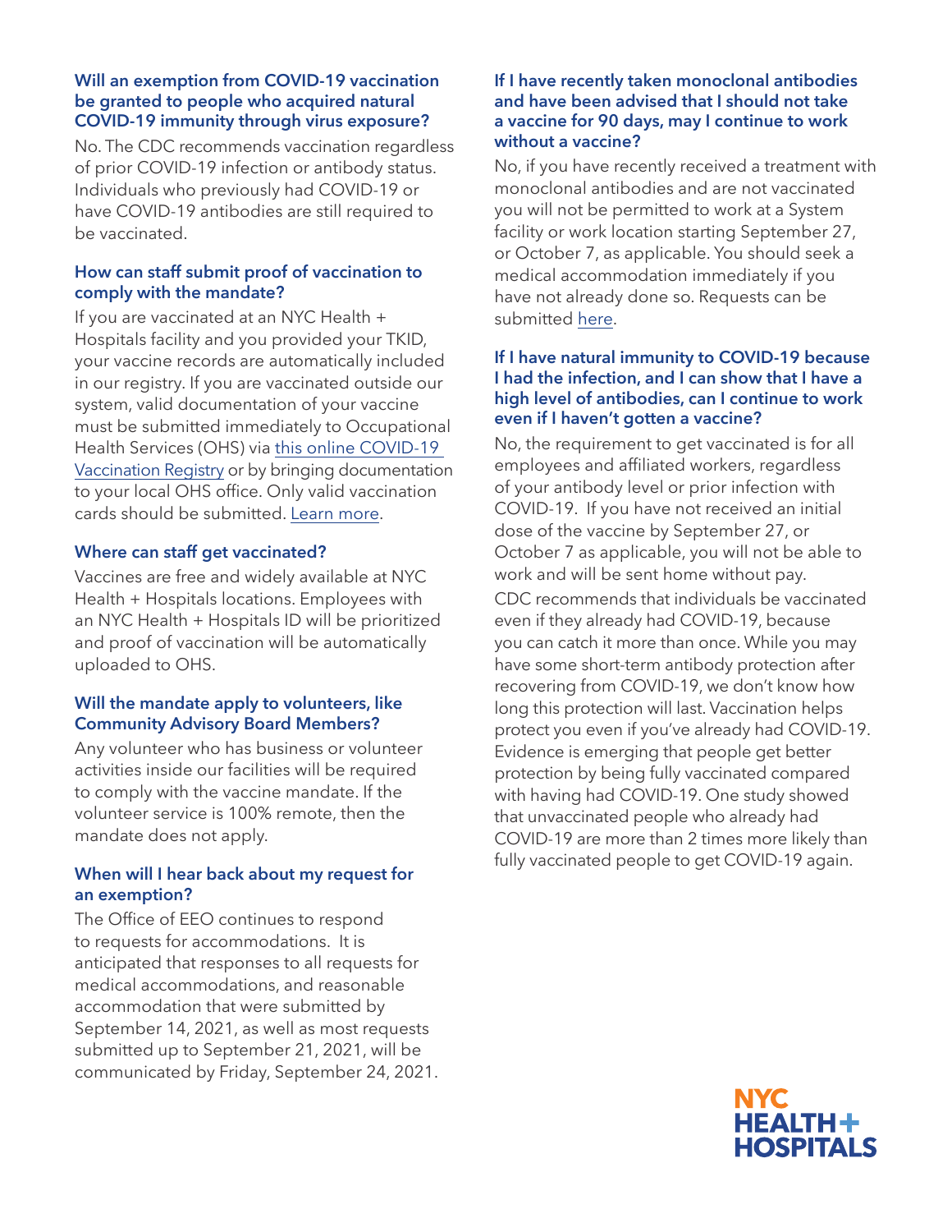### Will an exemption from COVID-19 vaccination be granted to people who acquired natural COVID-19 immunity through virus exposure?

No. The CDC recommends vaccination regardless of prior COVID-19 infection or antibody status. Individuals who previously had COVID-19 or have COVID-19 antibodies are still required to be vaccinated.

### How can staff submit proof of vaccination to comply with the mandate?

If you are vaccinated at an NYC Health + Hospitals facility and you provided your TKID, your vaccine records are automatically included in our registry. If you are vaccinated outside our system, valid documentation of your vaccine must be submitted immediately to Occupational Health Services (OHS) via this online COVID-19 Vaccination Registry or by bringing documentation to your local OHS office. Only valid vaccination cards should be submitted. Learn more.

### Where can staff get vaccinated?

Vaccines are free and widely available at NYC Health + Hospitals locations. Employees with an NYC Health + Hospitals ID will be prioritized and proof of vaccination will be automatically uploaded to OHS.

### Will the mandate apply to volunteers, like Community Advisory Board Members?

Any volunteer who has business or volunteer activities inside our facilities will be required to comply with the vaccine mandate. If the volunteer service is 100% remote, then the mandate does not apply.

### When will I hear back about my request for an exemption?

The Office of EEO continues to respond to requests for accommodations. It is anticipated that responses to all requests for medical accommodations, and reasonable accommodation that were submitted by September 14, 2021, as well as most requests submitted up to September 21, 2021, will be communicated by Friday, September 24, 2021.

### If I have recently taken monoclonal antibodies and have been advised that I should not take a vaccine for 90 days, may I continue to work without a vaccine?

No, if you have recently received a treatment with monoclonal antibodies and are not vaccinated you will not be permitted to work at a System facility or work location starting September 27, or October 7, as applicable. You should seek a medical accommodation immediately if you have not already done so. Requests can be submitted here.

### If I have natural immunity to COVID-19 because I had the infection, and I can show that I have a high level of antibodies, can I continue to work even if I haven't gotten a vaccine?

No, the requirement to get vaccinated is for all employees and affiliated workers, regardless of your antibody level or prior infection with COVID-19. If you have not received an initial dose of the vaccine by September 27, or October 7 as applicable, you will not be able to work and will be sent home without pay.

CDC recommends that individuals be vaccinated even if they already had COVID-19, because you can catch it more than once. While you may have some short-term antibody protection after recovering from COVID-19, we don't know how long this protection will last. Vaccination helps protect you even if you've already had COVID-19. Evidence is emerging that people get better protection by being fully vaccinated compared with having had COVID-19. One study showed that unvaccinated people who already had COVID-19 are more than 2 times more likely than fully vaccinated people to get COVID-19 again.

NYC HEALTH+ HOSPITALS